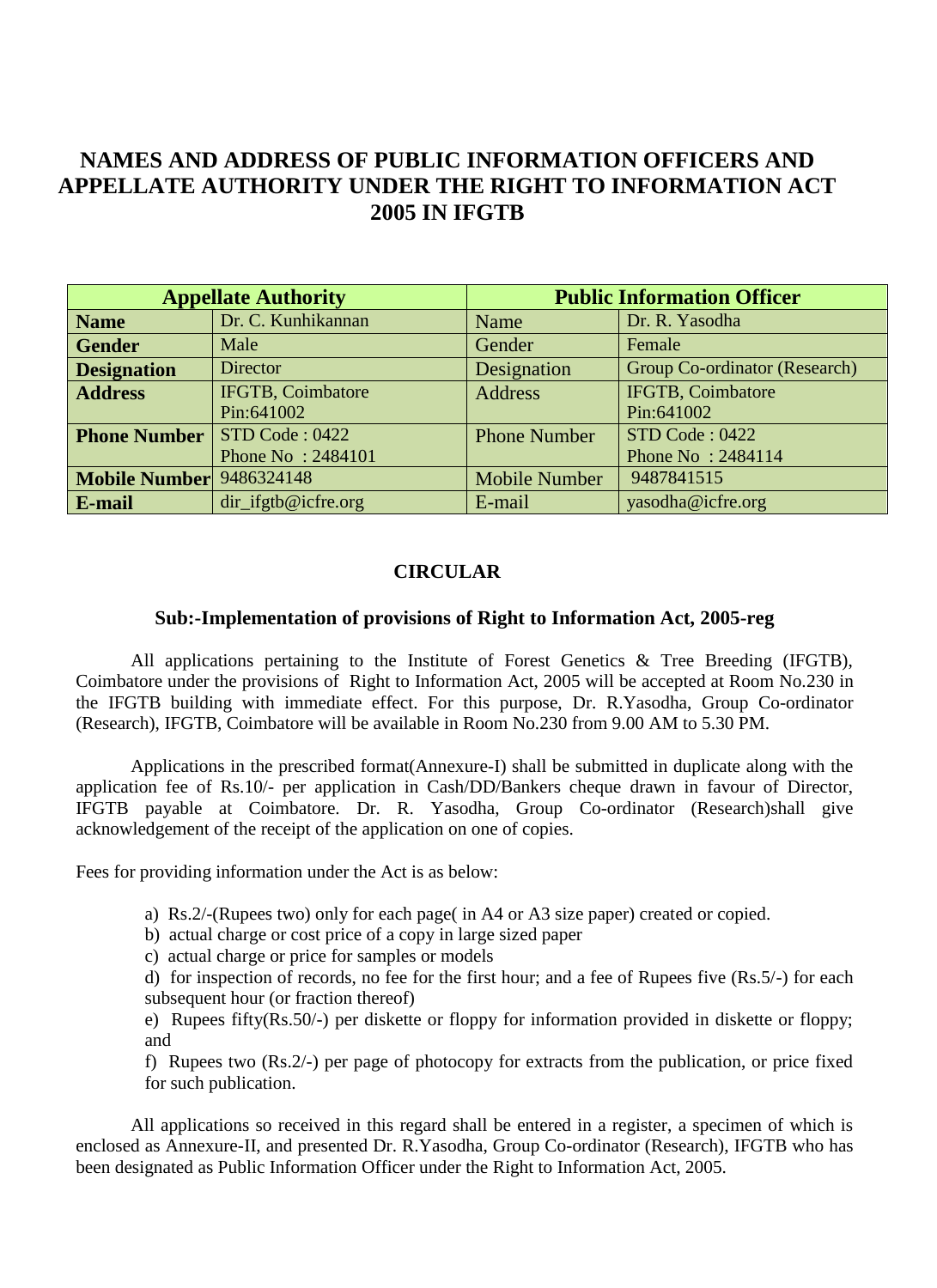# NAMES AND ADDRESS OF PUBLIC INFORMATION OFFICERS AND APPELLATE AUTHORITY UNDER THE RIGHT TO INFORMATION ACT 2005 IN IFGTB

| **Appellate Authority** | | **Public Information Officer** | |
|---|---|---|---|
| **Name** | Dr. C. Kunhikannan | Name | Dr. R. Yasodha |
| **Gender** | Male | Gender | Female |
| **Designation** | Director | Designation | Group Co-ordinator (Research) |
| **Address** | IFGTB, Coimbatore Pin:641002 | Address | IFGTB, Coimbatore Pin:641002 |
| **Phone Number** | STD Code : 0422 Phone No : 2484101 | Phone Number | STD Code : 0422 Phone No : 2484114 |
| **Mobile Number** | 9486324148 | Mobile Number | 9487841515 |
| **E-mail** | dir_ifgtb@icfre.org | E-mail | yasodha@icfre.org |

## CIRCULAR

### Sub:-Implementation of provisions of Right to Information Act, 2005-reg

All applications pertaining to the Institute of Forest Genetics & Tree Breeding (IFGTB), Coimbatore under the provisions of Right to Information Act, 2005 will be accepted at Room No.230 in the IFGTB building with immediate effect. For this purpose, Dr. R.Yasodha, Group Co-ordinator (Research), IFGTB, Coimbatore will be available in Room No.230 from 9.00 AM to 5.30 PM.

Applications in the prescribed format(Annexure-I) shall be submitted in duplicate along with the application fee of Rs.10/- per application in Cash/DD/Bankers cheque drawn in favour of Director, IFGTB payable at Coimbatore. Dr. R. Yasodha, Group Co-ordinator (Research)shall give acknowledgement of the receipt of the application on one of copies.

Fees for providing information under the Act is as below:

a) Rs.2/-(Rupees two) only for each page( in A4 or A3 size paper) created or copied.

b) actual charge or cost price of a copy in large sized paper

c) actual charge or price for samples or models

d) for inspection of records, no fee for the first hour; and a fee of Rupees five (Rs.5/-) for each subsequent hour (or fraction thereof)

e) Rupees fifty(Rs.50/-) per diskette or floppy for information provided in diskette or floppy; and

f) Rupees two (Rs.2/-) per page of photocopy for extracts from the publication, or price fixed for such publication.

All applications so received in this regard shall be entered in a register, a specimen of which is enclosed as Annexure-II, and presented Dr. R.Yasodha, Group Co-ordinator (Research), IFGTB who has been designated as Public Information Officer under the Right to Information Act, 2005.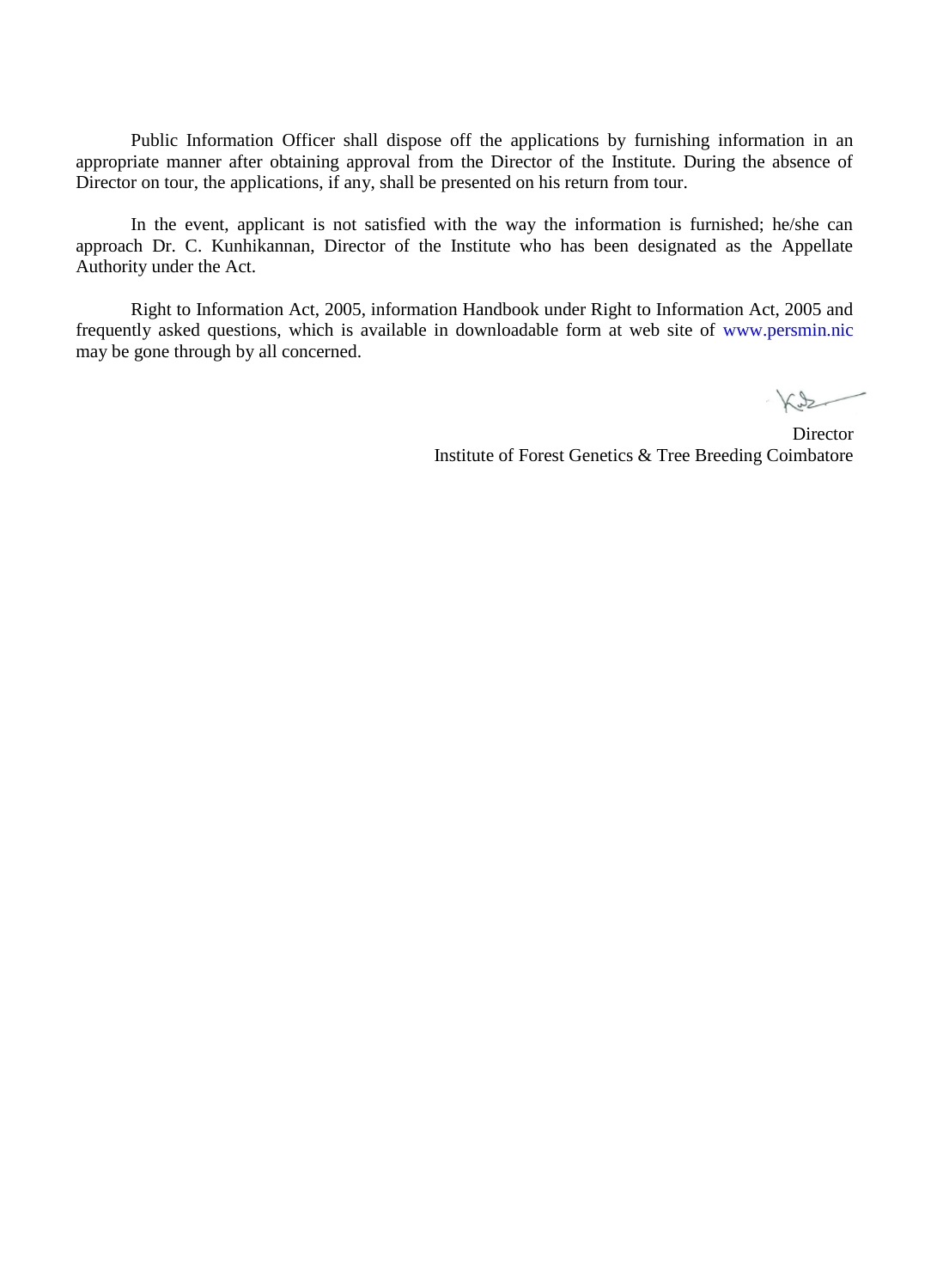Public Information Officer shall dispose off the applications by furnishing information in an appropriate manner after obtaining approval from the Director of the Institute. During the absence of Director on tour, the applications, if any, shall be presented on his return from tour.

In the event, applicant is not satisfied with the way the information is furnished; he/she can approach Dr. C. Kunhikannan, Director of the Institute who has been designated as the Appellate Authority under the Act.

Right to Information Act, 2005, information Handbook under Right to Information Act, 2005 and frequently asked questions, which is available in downloadable form at web site of www.persmin.nic may be gone through by all concerned.

Director
Institute of Forest Genetics & Tree Breeding Coimbatore